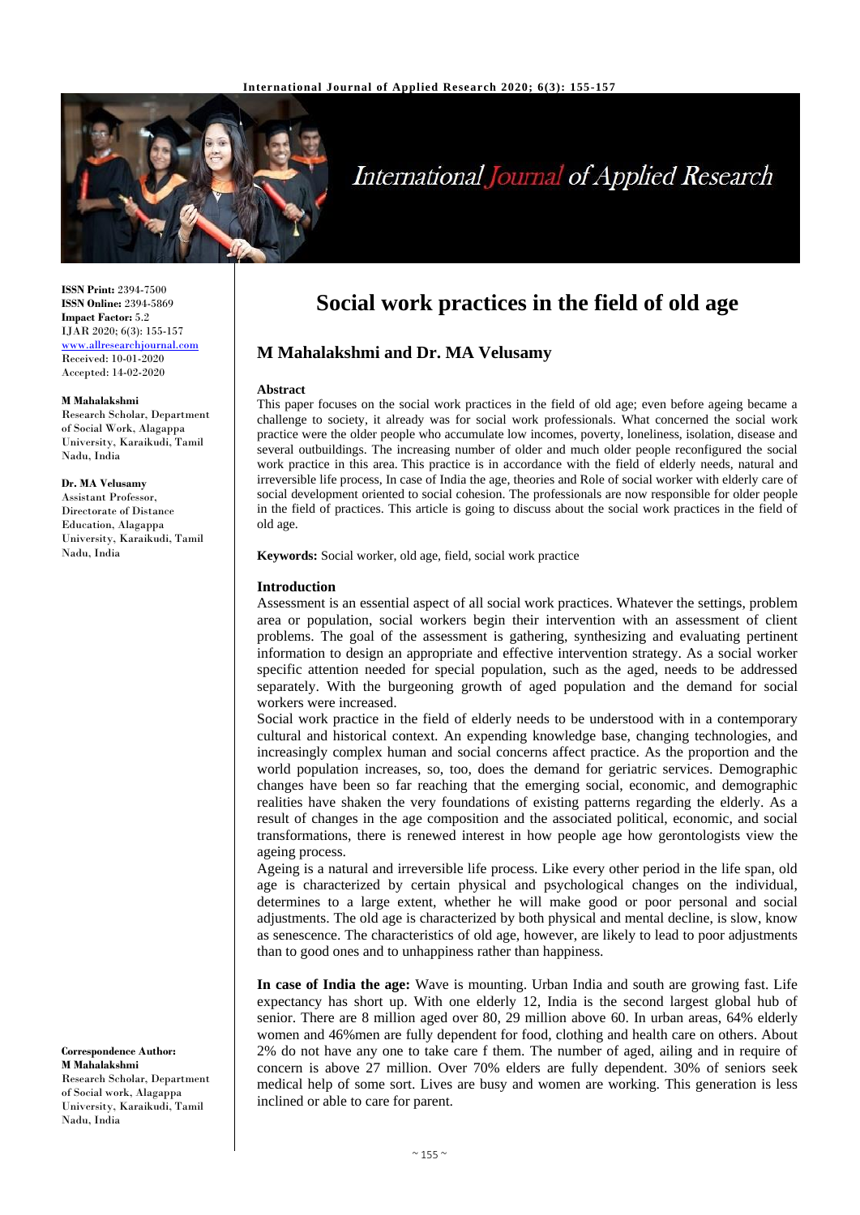**ISSN Print:** 2394-7500
**ISSN Online:** 2394-5869
**Impact Factor:** 5.2
IJAR 2020; 6(3): 155-157
www.allresearchjournal.com
Received: 10-01-2020
Accepted: 14-02-2020

**M Mahalakshmi**
Research Scholar, Department of Social Work, Alagappa University, Karaikudi, Tamil Nadu, India

**Dr. MA Velusamy**
Assistant Professor, Directorate of Distance Education, Alagappa University, Karaikudi, Tamil Nadu, India

**Correspondence Author:**
**M Mahalakshmi**
Research Scholar, Department of Social work, Alagappa University, Karaikudi, Tamil Nadu, India

# Social work practices in the field of old age

## M Mahalakshmi and Dr. MA Velusamy

### Abstract

This paper focuses on the social work practices in the field of old age; even before ageing became a challenge to society, it already was for social work professionals. What concerned the social work practice were the older people who accumulate low incomes, poverty, loneliness, isolation, disease and several outbuildings. The increasing number of older and much older people reconfigured the social work practice in this area. This practice is in accordance with the field of elderly needs, natural and irreversible life process, In case of India the age, theories and Role of social worker with elderly care of social development oriented to social cohesion. The professionals are now responsible for older people in the field of practices. This article is going to discuss about the social work practices in the field of old age.

**Keywords:** Social worker, old age, field, social work practice

### Introduction

Assessment is an essential aspect of all social work practices. Whatever the settings, problem area or population, social workers begin their intervention with an assessment of client problems. The goal of the assessment is gathering, synthesizing and evaluating pertinent information to design an appropriate and effective intervention strategy. As a social worker specific attention needed for special population, such as the aged, needs to be addressed separately. With the burgeoning growth of aged population and the demand for social workers were increased.

Social work practice in the field of elderly needs to be understood with in a contemporary cultural and historical context. An expending knowledge base, changing technologies, and increasingly complex human and social concerns affect practice. As the proportion and the world population increases, so, too, does the demand for geriatric services. Demographic changes have been so far reaching that the emerging social, economic, and demographic realities have shaken the very foundations of existing patterns regarding the elderly. As a result of changes in the age composition and the associated political, economic, and social transformations, there is renewed interest in how people age how gerontologists view the ageing process.

Ageing is a natural and irreversible life process. Like every other period in the life span, old age is characterized by certain physical and psychological changes on the individual, determines to a large extent, whether he will make good or poor personal and social adjustments. The old age is characterized by both physical and mental decline, is slow, know as senescence. The characteristics of old age, however, are likely to lead to poor adjustments than to good ones and to unhappiness rather than happiness.

**In case of India the age:** Wave is mounting. Urban India and south are growing fast. Life expectancy has short up. With one elderly 12, India is the second largest global hub of senior. There are 8 million aged over 80, 29 million above 60. In urban areas, 64% elderly women and 46%men are fully dependent for food, clothing and health care on others. About 2% do not have any one to take care f them. The number of aged, ailing and in require of concern is above 27 million. Over 70% elders are fully dependent. 30% of seniors seek medical help of some sort. Lives are busy and women are working. This generation is less inclined or able to care for parent.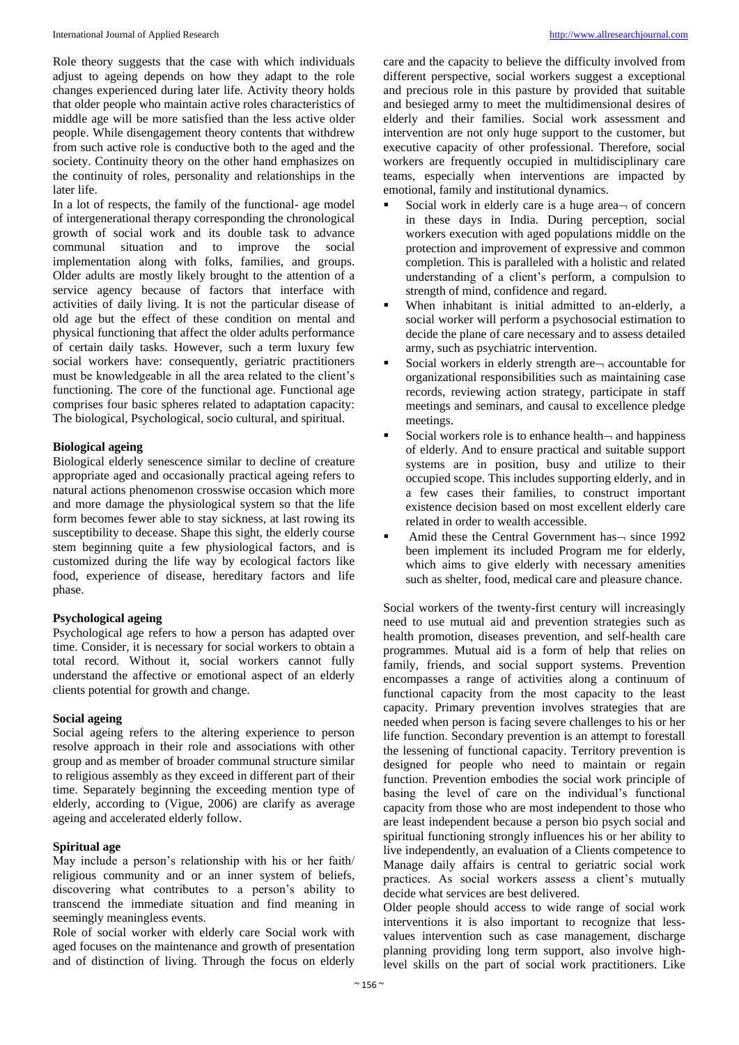Role theory suggests that the case with which individuals adjust to ageing depends on how they adapt to the role changes experienced during later life. Activity theory holds that older people who maintain active roles characteristics of middle age will be more satisfied than the less active older people. While disengagement theory contents that withdrew from such active role is conductive both to the aged and the society. Continuity theory on the other hand emphasizes on the continuity of roles, personality and relationships in the later life.

In a lot of respects, the family of the functional- age model of intergenerational therapy corresponding the chronological growth of social work and its double task to advance communal situation and to improve the social implementation along with folks, families, and groups. Older adults are mostly likely brought to the attention of a service agency because of factors that interface with activities of daily living. It is not the particular disease of old age but the effect of these condition on mental and physical functioning that affect the older adults performance of certain daily tasks. However, such a term luxury few social workers have: consequently, geriatric practitioners must be knowledgeable in all the area related to the client's functioning. The core of the functional age. Functional age comprises four basic spheres related to adaptation capacity: The biological, Psychological, socio cultural, and spiritual.

**Biological ageing**

Biological elderly senescence similar to decline of creature appropriate aged and occasionally practical ageing refers to natural actions phenomenon crosswise occasion which more and more damage the physiological system so that the life form becomes fewer able to stay sickness, at last rowing its susceptibility to decease. Shape this sight, the elderly course stem beginning quite a few physiological factors, and is customized during the life way by ecological factors like food, experience of disease, hereditary factors and life phase.

**Psychological ageing**

Psychological age refers to how a person has adapted over time. Consider, it is necessary for social workers to obtain a total record. Without it, social workers cannot fully understand the affective or emotional aspect of an elderly clients potential for growth and change.

**Social ageing**

Social ageing refers to the altering experience to person resolve approach in their role and associations with other group and as member of broader communal structure similar to religious assembly as they exceed in different part of their time. Separately beginning the exceeding mention type of elderly, according to (Vigue, 2006) are clarify as average ageing and accelerated elderly follow.

**Spiritual age**

May include a person's relationship with his or her faith/ religious community and or an inner system of beliefs, discovering what contributes to a person's ability to transcend the immediate situation and find meaning in seemingly meaningless events.

Role of social worker with elderly care Social work with aged focuses on the maintenance and growth of presentation and of distinction of living. Through the focus on elderly care and the capacity to believe the difficulty involved from different perspective, social workers suggest a exceptional and precious role in this pasture by provided that suitable and besieged army to meet the multidimensional desires of elderly and their families. Social work assessment and intervention are not only huge support to the customer, but executive capacity of other professional. Therefore, social workers are frequently occupied in multidisciplinary care teams, especially when interventions are impacted by emotional, family and institutional dynamics.

- Social work in elderly care is a huge area¬ of concern in these days in India. During perception, social workers execution with aged populations middle on the protection and improvement of expressive and common completion. This is paralleled with a holistic and related understanding of a client's perform, a compulsion to strength of mind, confidence and regard.
- When inhabitant is initial admitted to an-elderly, a social worker will perform a psychosocial estimation to decide the plane of care necessary and to assess detailed army, such as psychiatric intervention.
- Social workers in elderly strength are¬ accountable for organizational responsibilities such as maintaining case records, reviewing action strategy, participate in staff meetings and seminars, and causal to excellence pledge meetings.
- Social workers role is to enhance health¬ and happiness of elderly. And to ensure practical and suitable support systems are in position, busy and utilize to their occupied scope. This includes supporting elderly, and in a few cases their families, to construct important existence decision based on most excellent elderly care related in order to wealth accessible.
- Amid these the Central Government has¬ since 1992 been implement its included Program me for elderly, which aims to give elderly with necessary amenities such as shelter, food, medical care and pleasure chance.

Social workers of the twenty-first century will increasingly need to use mutual aid and prevention strategies such as health promotion, diseases prevention, and self-health care programmes. Mutual aid is a form of help that relies on family, friends, and social support systems. Prevention encompasses a range of activities along a continuum of functional capacity from the most capacity to the least capacity. Primary prevention involves strategies that are needed when person is facing severe challenges to his or her life function. Secondary prevention is an attempt to forestall the lessening of functional capacity. Territory prevention is designed for people who need to maintain or regain function. Prevention embodies the social work principle of basing the level of care on the individual's functional capacity from those who are most independent to those who are least independent because a person bio psych social and spiritual functioning strongly influences his or her ability to live independently, an evaluation of a Clients competence to Manage daily affairs is central to geriatric social work practices. As social workers assess a client's mutually decide what services are best delivered.

Older people should access to wide range of social work interventions it is also important to recognize that less-values intervention such as case management, discharge planning providing long term support, also involve high-level skills on the part of social work practitioners. Like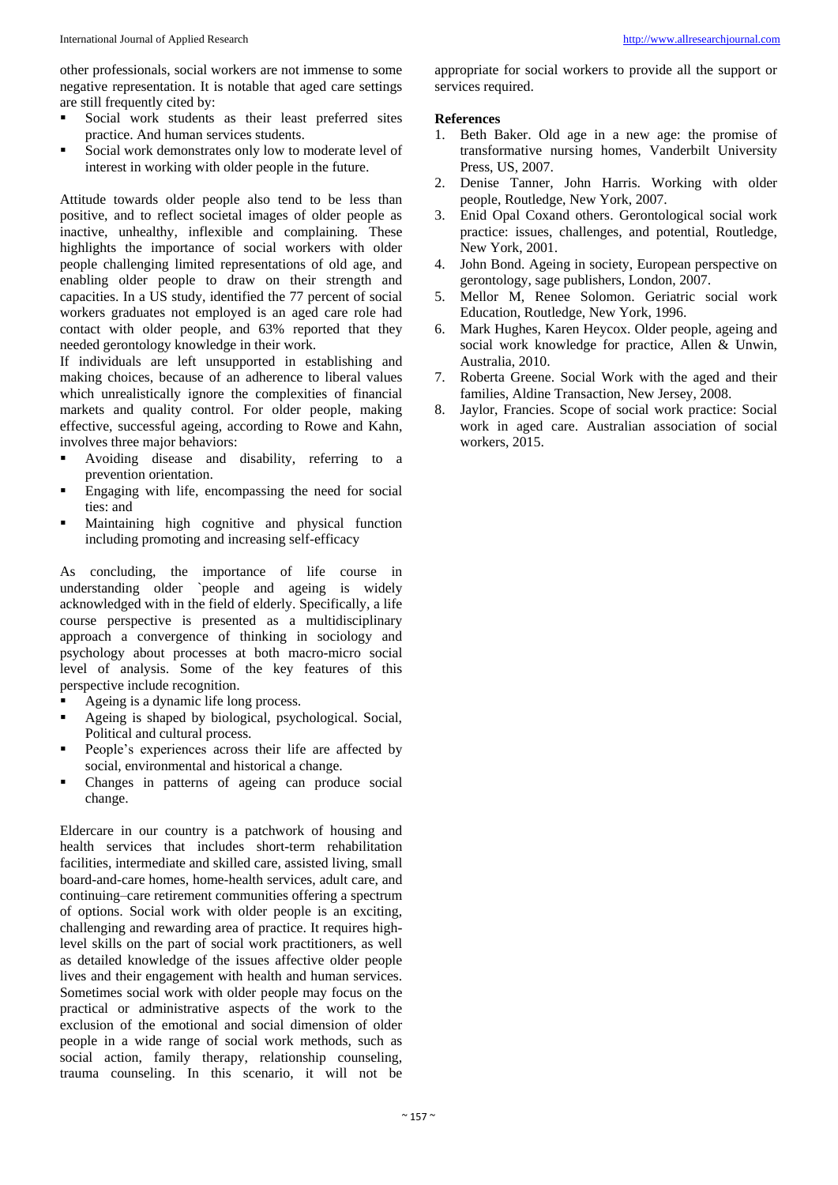other professionals, social workers are not immense to some negative representation. It is notable that aged care settings are still frequently cited by:

- Social work students as their least preferred sites practice. And human services students.
- Social work demonstrates only low to moderate level of interest in working with older people in the future.

Attitude towards older people also tend to be less than positive, and to reflect societal images of older people as inactive, unhealthy, inflexible and complaining. These highlights the importance of social workers with older people challenging limited representations of old age, and enabling older people to draw on their strength and capacities. In a US study, identified the 77 percent of social workers graduates not employed is an aged care role had contact with older people, and 63% reported that they needed gerontology knowledge in their work.

If individuals are left unsupported in establishing and making choices, because of an adherence to liberal values which unrealistically ignore the complexities of financial markets and quality control. For older people, making effective, successful ageing, according to Rowe and Kahn, involves three major behaviors:

- Avoiding disease and disability, referring to a prevention orientation.
- Engaging with life, encompassing the need for social ties: and
- Maintaining high cognitive and physical function including promoting and increasing self-efficacy

As concluding, the importance of life course in understanding older `people and ageing is widely acknowledged with in the field of elderly. Specifically, a life course perspective is presented as a multidisciplinary approach a convergence of thinking in sociology and psychology about processes at both macro-micro social level of analysis. Some of the key features of this perspective include recognition.

- Ageing is a dynamic life long process.
- Ageing is shaped by biological, psychological. Social, Political and cultural process.
- People's experiences across their life are affected by social, environmental and historical a change.
- Changes in patterns of ageing can produce social change.

Eldercare in our country is a patchwork of housing and health services that includes short-term rehabilitation facilities, intermediate and skilled care, assisted living, small board-and-care homes, home-health services, adult care, and continuing–care retirement communities offering a spectrum of options. Social work with older people is an exciting, challenging and rewarding area of practice. It requires high-level skills on the part of social work practitioners, as well as detailed knowledge of the issues affective older people lives and their engagement with health and human services. Sometimes social work with older people may focus on the practical or administrative aspects of the work to the exclusion of the emotional and social dimension of older people in a wide range of social work methods, such as social action, family therapy, relationship counseling, trauma counseling. In this scenario, it will not be appropriate for social workers to provide all the support or services required.

## References

1. Beth Baker. Old age in a new age: the promise of transformative nursing homes, Vanderbilt University Press, US, 2007.
2. Denise Tanner, John Harris. Working with older people, Routledge, New York, 2007.
3. Enid Opal Coxand others. Gerontological social work practice: issues, challenges, and potential, Routledge, New York, 2001.
4. John Bond. Ageing in society, European perspective on gerontology, sage publishers, London, 2007.
5. Mellor M, Renee Solomon. Geriatric social work Education, Routledge, New York, 1996.
6. Mark Hughes, Karen Heycox. Older people, ageing and social work knowledge for practice, Allen & Unwin, Australia, 2010.
7. Roberta Greene. Social Work with the aged and their families, Aldine Transaction, New Jersey, 2008.
8. Jaylor, Francies. Scope of social work practice: Social work in aged care. Australian association of social workers, 2015.